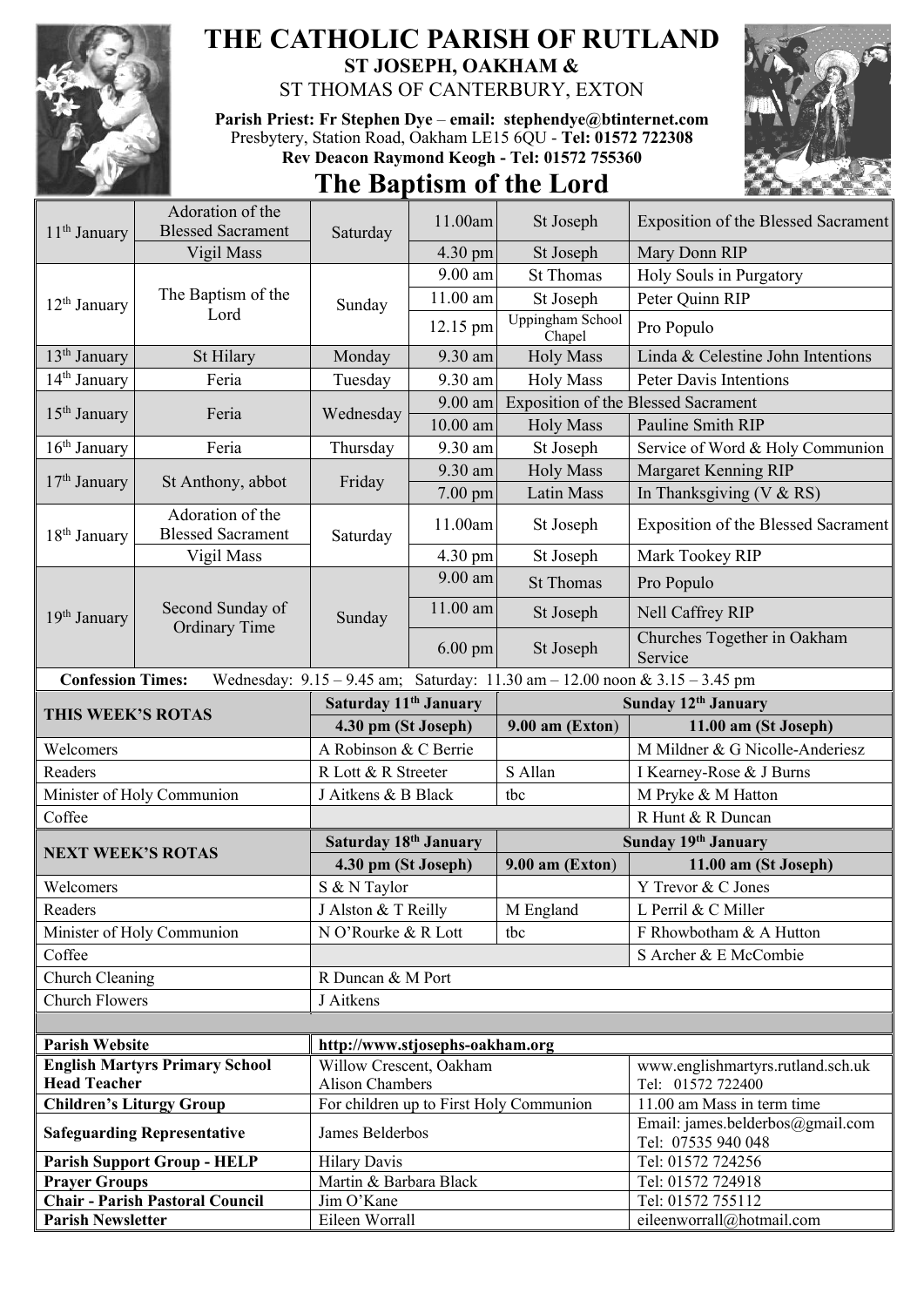# THE CATHOLIC PARISH OF RUTLAND

**ST JOSEPH, OAKHAM &**

ST THOMAS OF CANTERBURY, EXTON

**Parish Priest: Fr Stephen Dye – email: stephendye@btinternet.com**

Presbytery, Station Road, Oakham LE15 6QU - **Tel: 01572 722308**

**Rev Deacon Raymond Keogh - Tel: 01572 755360**

## The Baptism of the Lord

| Date | Feast | Day | Time | Place | Intention |
|---|---|---|---|---|---|
| 11th January | Adoration of the Blessed Sacrament | Saturday | 11.00am | St Joseph | Exposition of the Blessed Sacrament |
| | Vigil Mass | | 4.30 pm | St Joseph | Mary Donn RIP |
| 12th January | The Baptism of the Lord | Sunday | 9.00 am | St Thomas | Holy Souls in Purgatory |
| | | | 11.00 am | St Joseph | Peter Quinn RIP |
| | | | 12.15 pm | Uppingham School Chapel | Pro Populo |
| 13th January | St Hilary | Monday | 9.30 am | Holy Mass | Linda & Celestine John Intentions |
| 14th January | Feria | Tuesday | 9.30 am | Holy Mass | Peter Davis Intentions |
| 15th January | Feria | Wednesday | 9.00 am | Exposition of the Blessed Sacrament | |
| | | | 10.00 am | Holy Mass | Pauline Smith RIP |
| 16th January | Feria | Thursday | 9.30 am | St Joseph | Service of Word & Holy Communion |
| 17th January | St Anthony, abbot | Friday | 9.30 am | Holy Mass | Margaret Kenning RIP |
| | | | 7.00 pm | Latin Mass | In Thanksgiving (V & RS) |
| 18th January | Adoration of the Blessed Sacrament | Saturday | 11.00am | St Joseph | Exposition of the Blessed Sacrament |
| | Vigil Mass | | 4.30 pm | St Joseph | Mark Tookey RIP |
| 19th January | Second Sunday of Ordinary Time | Sunday | 9.00 am | St Thomas | Pro Populo |
| | | | 11.00 am | St Joseph | Nell Caffrey RIP |
| | | | 6.00 pm | St Joseph | Churches Together in Oakham Service |

**Confession Times:** Wednesday: 9.15 – 9.45 am; Saturday: 11.30 am – 12.00 noon & 3.15 – 3.45 pm

| THIS WEEK'S ROTAS | Saturday 11th January | Sunday 12th January | |
|---|---|---|---|
| | **4.30 pm (St Joseph)** | **9.00 am (Exton)** | **11.00 am (St Joseph)** |
| Welcomers | A Robinson & C Berrie | | M Mildner & G Nicolle-Anderiesz |
| Readers | R Lott & R Streeter | S Allan | I Kearney-Rose & J Burns |
| Minister of Holy Communion | J Aitkens & B Black | tbc | M Pryke & M Hatton |
| Coffee | | | R Hunt & R Duncan |

| NEXT WEEK'S ROTAS | Saturday 18th January | Sunday 19th January | |
|---|---|---|---|
| | **4.30 pm (St Joseph)** | **9.00 am (Exton)** | **11.00 am (St Joseph)** |
| Welcomers | S & N Taylor | | Y Trevor & C Jones |
| Readers | J Alston & T Reilly | M England | L Perril & C Miller |
| Minister of Holy Communion | N O'Rourke & R Lott | tbc | F Rhowbotham & A Hutton |
| Coffee | | | S Archer & E McCombie |
| Church Cleaning | R Duncan & M Port | | |
| Church Flowers | J Aitkens | | |

| | | |
|---|---|---|
| **Parish Website** | **http://www.stjosephs-oakham.org** | |
| **English Martyrs Primary School Head Teacher** | Willow Crescent, Oakham Alison Chambers | www.englishmartyrs.rutland.sch.uk Tel: 01572 722400 |
| **Children's Liturgy Group** | For children up to First Holy Communion | 11.00 am Mass in term time |
| **Safeguarding Representative** | James Belderbos | Email: james.belderbos@gmail.com Tel: 07535 940 048 |
| **Parish Support Group - HELP** | Hilary Davis | Tel: 01572 724256 |
| **Prayer Groups** | Martin & Barbara Black | Tel: 01572 724918 |
| **Chair - Parish Pastoral Council** | Jim O'Kane | Tel: 01572 755112 |
| **Parish Newsletter** | Eileen Worrall | eileenworrall@hotmail.com |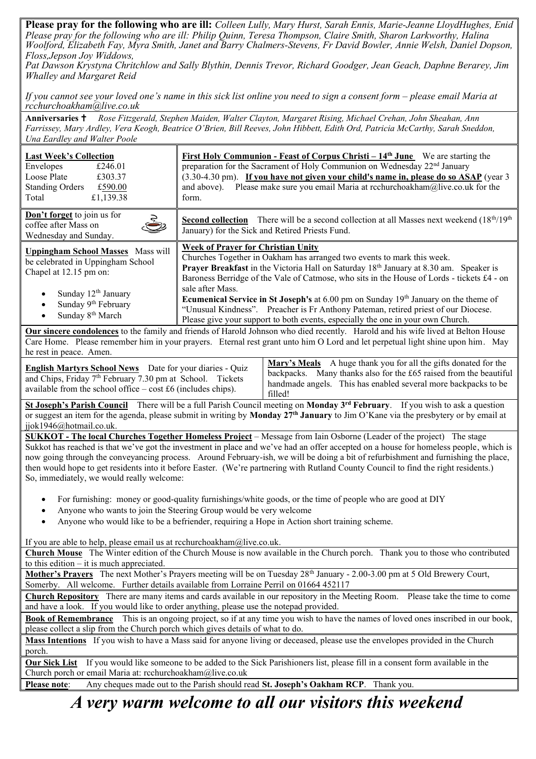**Please pray for the following who are ill:** *Colleen Lully, Mary Hurst, Sarah Ennis, Marie-Jeanne LloydHughes, Enid Please pray for the following who are ill: Philip Quinn, Teresa Thompson, Claire Smith, Sharon Larkworthy, Halina Woolford, Elizabeth Fay, Myra Smith, Janet and Barry Chalmers-Stevens, Fr David Bowler, Annie Welsh, Daniel Dopson, Floss,Jepson Joy Widdows,*
*Pat Dawson Krystyna Chritchlow and Sally Blythin, Dennis Trevor, Richard Goodger, Jean Geach, Daphne Berarey, Jim Whalley and Margaret Reid*

*If you cannot see your loved one's name in this sick list online you need to sign a consent form – please email Maria at rcchurchoakham@live.co.uk*

**Anniversaries ✝** *Rose Fitzgerald, Stephen Maiden, Walter Clayton, Margaret Rising, Michael Crehan, John Sheahan, Ann Farrissey, Mary Ardley, Vera Keogh, Beatrice O'Brien, Bill Reeves, John Hibbett, Edith Ord, Patricia McCarthy, Sarah Sneddon, Una Eardley and Walter Poole*

**Last Week's Collection**

| | |
|---|---|
| Envelopes | £246.01 |
| Loose Plate | £303.37 |
| Standing Orders | £590.00 |
| Total | £1,139.38 |

**First Holy Communion - Feast of Corpus Christi – 14th June** We are starting the preparation for the Sacrament of Holy Communion on Wednesday 22nd January (3.30-4.30 pm). **If you have not given your child's name in, please do so ASAP** (year 3 and above). Please make sure you email Maria at rcchurchoakham@live.co.uk for the form.

**Don't forget** to join us for coffee after Mass on Wednesday and Sunday.

**Second collection** There will be a second collection at all Masses next weekend (18th/19th January) for the Sick and Retired Priests Fund.

**Uppingham School Masses** Mass will be celebrated in Uppingham School Chapel at 12.15 pm on:

- Sunday 12th January
- Sunday 9th February
- Sunday 8th March

**Week of Prayer for Christian Unity**
Churches Together in Oakham has arranged two events to mark this week.
**Prayer Breakfast** in the Victoria Hall on Saturday 18th January at 8.30 am. Speaker is Baroness Berridge of the Vale of Catmose, who sits in the House of Lords - tickets £4 - on sale after Mass.
**Ecumenical Service in St Joseph's** at 6.00 pm on Sunday 19th January on the theme of "Unusual Kindness". Preacher is Fr Anthony Pateman, retired priest of our Diocese.
Please give your support to both events, especially the one in your own Church.

**Our sincere condolences** to the family and friends of Harold Johnson who died recently. Harold and his wife lived at Belton House Care Home. Please remember him in your prayers. Eternal rest grant unto him O Lord and let perpetual light shine upon him. May he rest in peace. Amen.

**English Martyrs School News** Date for your diaries - Quiz and Chips, Friday 7th February 7.30 pm at School. Tickets available from the school office – cost £6 (includes chips).

**Mary's Meals** A huge thank you for all the gifts donated for the backpacks. Many thanks also for the £65 raised from the beautiful handmade angels. This has enabled several more backpacks to be filled!

**St Joseph's Parish Council** There will be a full Parish Council meeting on **Monday 3rd February**. If you wish to ask a question or suggest an item for the agenda, please submit in writing by **Monday 27th January** to Jim O'Kane via the presbytery or by email at jjok1946@hotmail.co.uk.

**SUKKOT - The local Churches Together Homeless Project** – Message from Iain Osborne (Leader of the project) The stage Sukkot has reached is that we've got the investment in place and we've had an offer accepted on a house for homeless people, which is now going through the conveyancing process. Around February-ish, we will be doing a bit of refurbishment and furnishing the place, then would hope to get residents into it before Easter. (We're partnering with Rutland County Council to find the right residents.) So, immediately, we would really welcome:

- For furnishing: money or good-quality furnishings/white goods, or the time of people who are good at DIY
- Anyone who wants to join the Steering Group would be very welcome
- Anyone who would like to be a befriender, requiring a Hope in Action short training scheme.

If you are able to help, please email us at rcchurchoakham@live.co.uk.

**Church Mouse** The Winter edition of the Church Mouse is now available in the Church porch. Thank you to those who contributed to this edition – it is much appreciated.

**Mother's Prayers** The next Mother's Prayers meeting will be on Tuesday 28th January - 2.00-3.00 pm at 5 Old Brewery Court, Somerby. All welcome. Further details available from Lorraine Perril on 01664 452117

**Church Repository** There are many items and cards available in our repository in the Meeting Room. Please take the time to come and have a look. If you would like to order anything, please use the notepad provided.

**Book of Remembrance** This is an ongoing project, so if at any time you wish to have the names of loved ones inscribed in our book, please collect a slip from the Church porch which gives details of what to do.

**Mass Intentions** If you wish to have a Mass said for anyone living or deceased, please use the envelopes provided in the Church porch.

**Our Sick List** If you would like someone to be added to the Sick Parishioners list, please fill in a consent form available in the Church porch or email Maria at: rcchurchoakham@live.co.uk

**Please note**: Any cheques made out to the Parish should read **St. Joseph's Oakham RCP**. Thank you.

# *A very warm welcome to all our visitors this weekend*